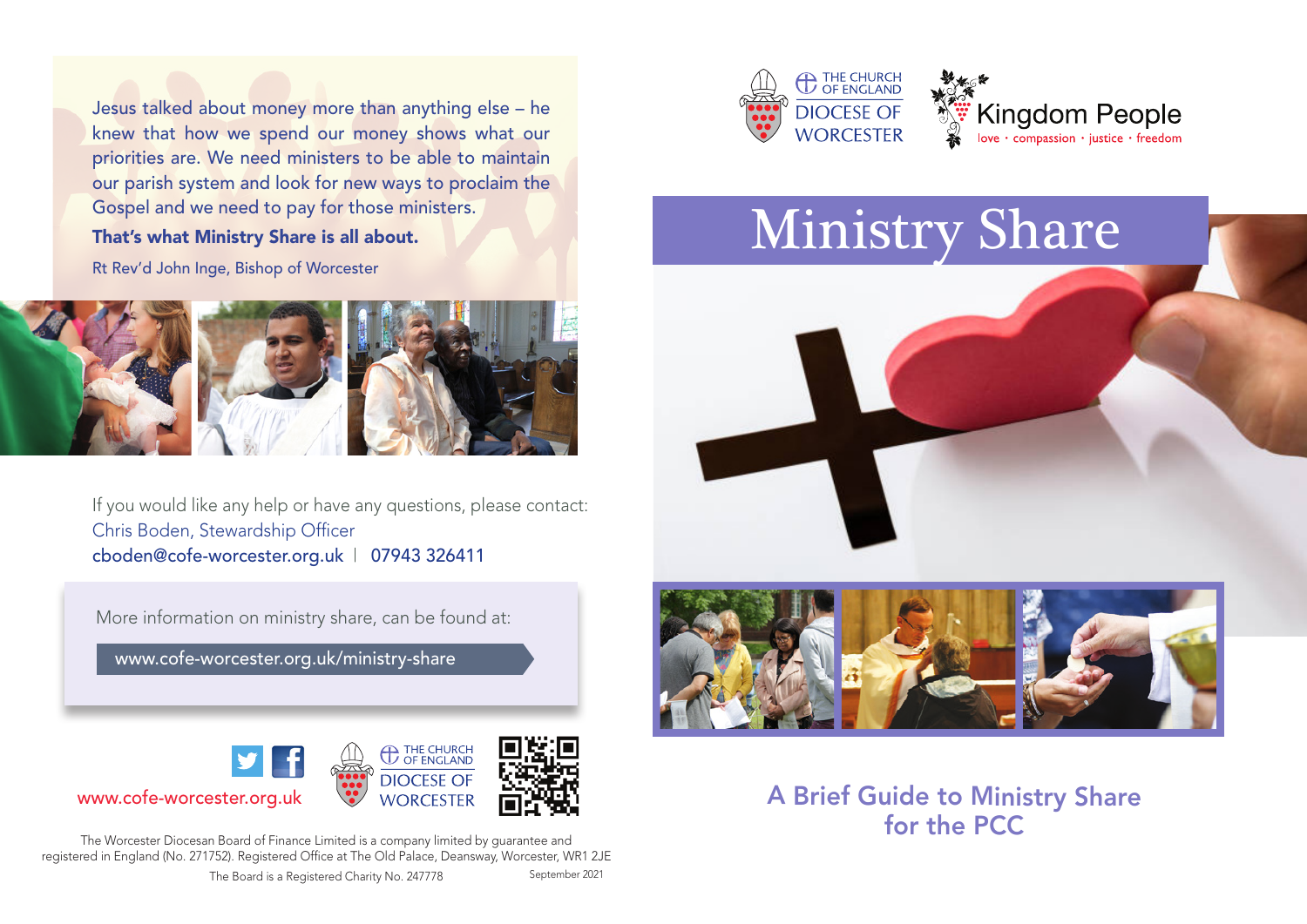Jesus talked about money more than anything else – he knew that how we spend our money shows what our priorities are. We need ministers to be able to maintain our parish system and look for new ways to proclaim the Gospel and we need to pay for those ministers.

**That's what Ministry Share is all about.**

Rt Rev'd John Inge, Bishop of Worcester

If you would like any help or have any questions, please contact:
Chris Boden, Stewardship Officer
cboden@cofe-worcester.org.uk | 07943 326411

More information on ministry share, can be found at:

www.cofe-worcester.org.uk/ministry-share

www.cofe-worcester.org.uk

THE CHURCH OF ENGLAND
DIOCESE OF WORCESTER

The Worcester Diocesan Board of Finance Limited is a company limited by guarantee and registered in England (No. 271752). Registered Office at The Old Palace, Deansway, Worcester, WR1 2JE
The Board is a Registered Charity No. 247778

September 2021

THE CHURCH OF ENGLAND
DIOCESE OF WORCESTER

Kingdom People
love · compassion · justice · freedom

# Ministry Share

## A Brief Guide to Ministry Share for the PCC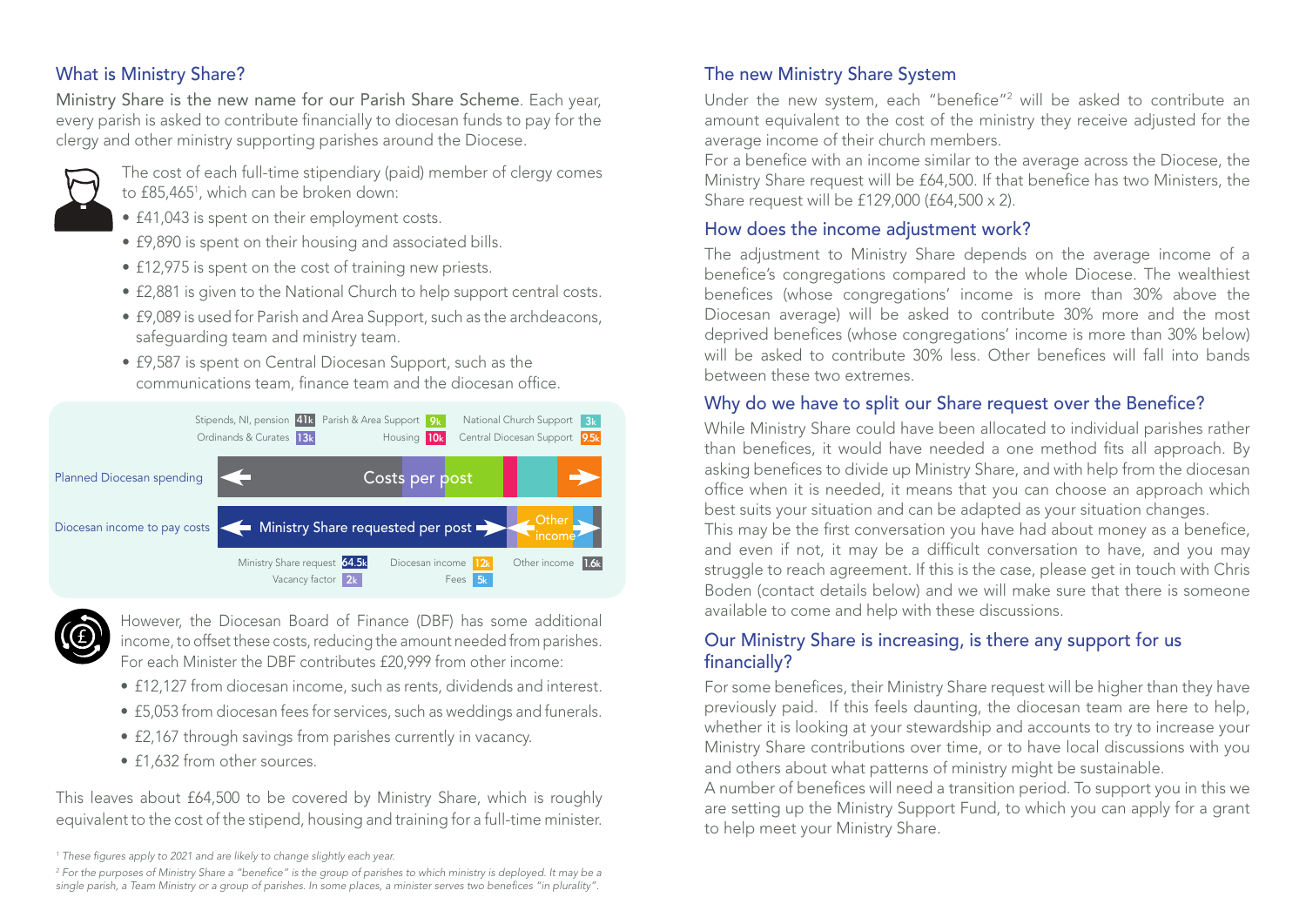## What is Ministry Share?

Ministry Share is the new name for our Parish Share Scheme. Each year, every parish is asked to contribute financially to diocesan funds to pay for the clergy and other ministry supporting parishes around the Diocese.

The cost of each full-time stipendiary (paid) member of clergy comes to £85,465[1], which can be broken down:

- £41,043 is spent on their employment costs.
- £9,890 is spent on their housing and associated bills.
- £12,975 is spent on the cost of training new priests.
- £2,881 is given to the National Church to help support central costs.
- £9,089 is used for Parish and Area Support, such as the archdeacons, safeguarding team and ministry team.
- £9,587 is spent on Central Diocesan Support, such as the communications team, finance team and the diocesan office.

Stipends, NI, pension 41k
Ordinands & Curates 13k
Parish & Area Support 9k
Housing 10k
National Church Support 3k
Central Diocesan Support 9.5k

Planned Diocesan spending
Costs per post

Diocesan income to pay costs
Ministry Share requested per post
Other income

Ministry Share request 64.5k
Vacancy factor 2k
Diocesan income 12k
Fees 5k
Other income 1.6k

However, the Diocesan Board of Finance (DBF) has some additional income, to offset these costs, reducing the amount needed from parishes. For each Minister the DBF contributes £20,999 from other income:

- £12,127 from diocesan income, such as rents, dividends and interest.
- £5,053 from diocesan fees for services, such as weddings and funerals.
- £2,167 through savings from parishes currently in vacancy.
- £1,632 from other sources.

This leaves about £64,500 to be covered by Ministry Share, which is roughly equivalent to the cost of the stipend, housing and training for a full-time minister.

## The new Ministry Share System

Under the new system, each "benefice"[2] will be asked to contribute an amount equivalent to the cost of the ministry they receive adjusted for the average income of their church members.

For a benefice with an income similar to the average across the Diocese, the Ministry Share request will be £64,500. If that benefice has two Ministers, the Share request will be £129,000 (£64,500 x 2).

## How does the income adjustment work?

The adjustment to Ministry Share depends on the average income of a benefice's congregations compared to the whole Diocese. The wealthiest benefices (whose congregations' income is more than 30% above the Diocesan average) will be asked to contribute 30% more and the most deprived benefices (whose congregations' income is more than 30% below) will be asked to contribute 30% less. Other benefices will fall into bands between these two extremes.

## Why do we have to split our Share request over the Benefice?

While Ministry Share could have been allocated to individual parishes rather than benefices, it would have needed a one method fits all approach. By asking benefices to divide up Ministry Share, and with help from the diocesan office when it is needed, it means that you can choose an approach which best suits your situation and can be adapted as your situation changes.

This may be the first conversation you have had about money as a benefice, and even if not, it may be a difficult conversation to have, and you may struggle to reach agreement. If this is the case, please get in touch with Chris Boden (contact details below) and we will make sure that there is someone available to come and help with these discussions.

## Our Ministry Share is increasing, is there any support for us financially?

For some benefices, their Ministry Share request will be higher than they have previously paid. If this feels daunting, the diocesan team are here to help, whether it is looking at your stewardship and accounts to try to increase your Ministry Share contributions over time, or to have local discussions with you and others about what patterns of ministry might be sustainable.

A number of benefices will need a transition period. To support you in this we are setting up the Ministry Support Fund, to which you can apply for a grant to help meet your Ministry Share.

---

*[1] These figures apply to 2021 and are likely to change slightly each year.*

*[2] For the purposes of Ministry Share a "benefice" is the group of parishes to which ministry is deployed. It may be a single parish, a Team Ministry or a group of parishes. In some places, a minister serves two benefices "in plurality".*